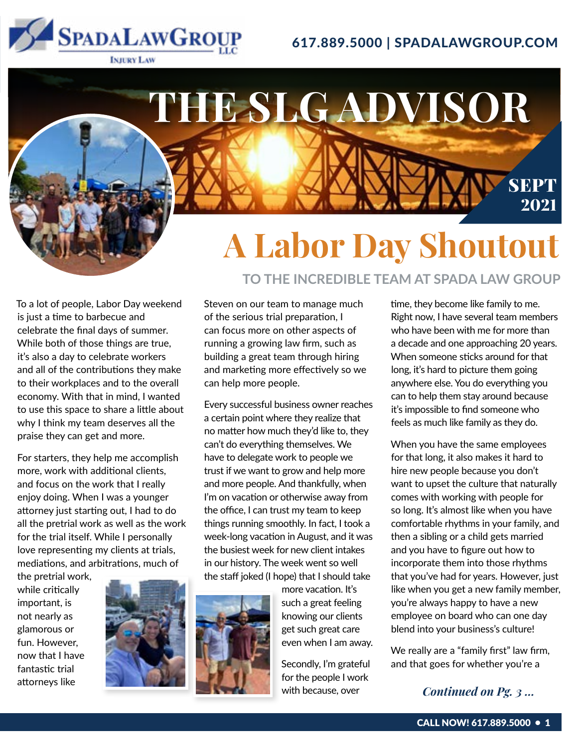# THE SLG ADVISOR

SEPT 2021

# A Labor Day Shoutout

## TO THE INCREDIBLE TEAM AT SPADA LAW GROUP

To a lot of people, Labor Day weekend is just a time to barbecue and celebrate the final days of summer. While both of those things are true, it's also a day to celebrate workers and all of the contributions they make to their workplaces and to the overall economy. With that in mind, I wanted to use this space to share a little about why I think my team deserves all the praise they can get and more.

For starters, they help me accomplish more, work with additional clients, and focus on the work that I really enjoy doing. When I was a younger attorney just starting out, I had to do all the pretrial work as well as the work for the trial itself. While I personally love representing my clients at trials, mediations, and arbitrations, much of the pretrial work, while critically important, is not nearly as glamorous or fun. However, now that I have fantastic trial attorneys like Steven on our team to manage much of the serious trial preparation, I can focus more on other aspects of running a growing law firm, such as building a great team through hiring and marketing more effectively so we can help more people.

Every successful business owner reaches a certain point where they realize that no matter how much they'd like to, they can't do everything themselves. We have to delegate work to people we trust if we want to grow and help more and more people. And thankfully, when I'm on vacation or otherwise away from the office, I can trust my team to keep things running smoothly. In fact, I took a week-long vacation in August, and it was the busiest week for new client intakes in our history. The week went so well the staff joked (I hope) that I should take more vacation. It's such a great feeling knowing our clients get such great care even when I am away.

Secondly, I'm grateful for the people I work with because, over time, they become like family to me. Right now, I have several team members who have been with me for more than a decade and one approaching 20 years. When someone sticks around for that long, it's hard to picture them going anywhere else. You do everything you can to help them stay around because it's impossible to find someone who feels as much like family as they do.

When you have the same employees for that long, it also makes it hard to hire new people because you don't want to upset the culture that naturally comes with working with people for so long. It's almost like when you have comfortable rhythms in your family, and then a sibling or a child gets married and you have to figure out how to incorporate them into those rhythms that you've had for years. However, just like when you get a new family member, you're always happy to have a new employee on board who can one day blend into your business's culture!

We really are a "family first" law firm, and that goes for whether you're a

*Continued on Pg. 3 ...*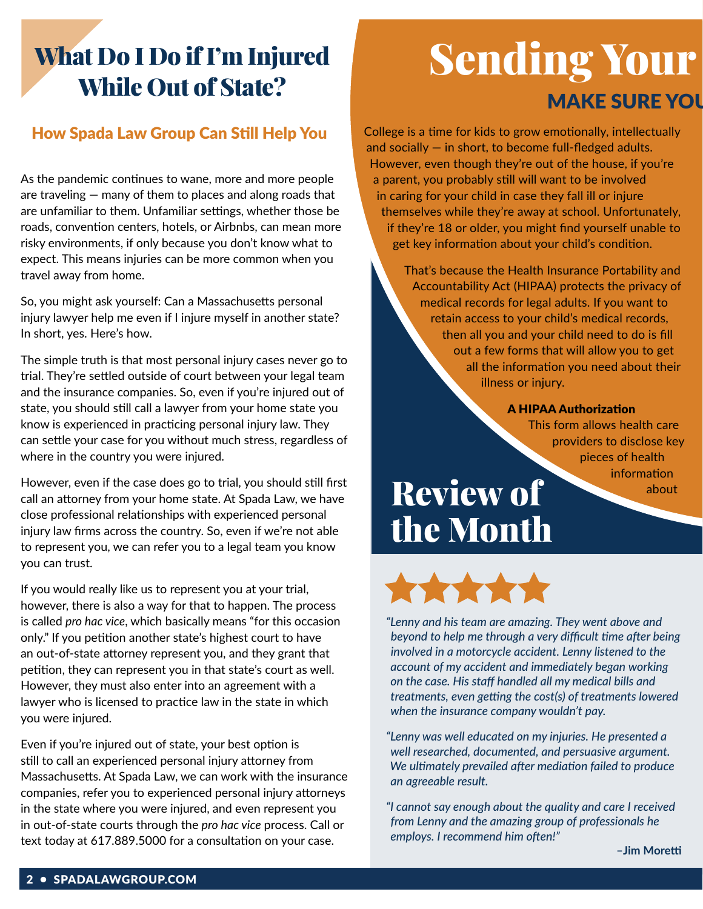# What Do I Do if I'm Injured While Out of State?

## How Spada Law Group Can Still Help You

As the pandemic continues to wane, more and more people are traveling — many of them to places and along roads that are unfamiliar to them. Unfamiliar settings, whether those be roads, convention centers, hotels, or Airbnbs, can mean more risky environments, if only because you don't know what to expect. This means injuries can be more common when you travel away from home.

So, you might ask yourself: Can a Massachusetts personal injury lawyer help me even if I injure myself in another state? In short, yes. Here's how.

The simple truth is that most personal injury cases never go to trial. They're settled outside of court between your legal team and the insurance companies. So, even if you're injured out of state, you should still call a lawyer from your home state you know is experienced in practicing personal injury law. They can settle your case for you without much stress, regardless of where in the country you were injured.

However, even if the case does go to trial, you should still first call an attorney from your home state. At Spada Law, we have close professional relationships with experienced personal injury law firms across the country. So, even if we're not able to represent you, we can refer you to a legal team you know you can trust.

If you would really like us to represent you at your trial, however, there is also a way for that to happen. The process is called *pro hac vice*, which basically means "for this occasion only." If you petition another state's highest court to have an out-of-state attorney represent you, and they grant that petition, they can represent you in that state's court as well. However, they must also enter into an agreement with a lawyer who is licensed to practice law in the state in which you were injured.

Even if you're injured out of state, your best option is still to call an experienced personal injury attorney from Massachusetts. At Spada Law, we can work with the insurance companies, refer you to experienced personal injury attorneys in the state where you were injured, and even represent you in out-of-state courts through the *pro hac vice* process. Call or text today at 617.889.5000 for a consultation on your case.

# Sending Your

## MAKE SURE YOU

College is a time for kids to grow emotionally, intellectually and socially — in short, to become full-fledged adults. However, even though they're out of the house, if you're a parent, you probably still will want to be involved in caring for your child in case they fall ill or injure themselves while they're away at school. Unfortunately, if they're 18 or older, you might find yourself unable to get key information about your child's condition.

That's because the Health Insurance Portability and Accountability Act (HIPAA) protects the privacy of medical records for legal adults. If you want to retain access to your child's medical records, then all you and your child need to do is fill out a few forms that will allow you to get all the information you need about their illness or injury.

**A HIPAA Authorization**

This form allows health care providers to disclose key pieces of health information about

# Review of the Month

★★★★★

*"Lenny and his team are amazing. They went above and beyond to help me through a very difficult time after being involved in a motorcycle accident. Lenny listened to the account of my accident and immediately began working on the case. His staff handled all my medical bills and treatments, even getting the cost(s) of treatments lowered when the insurance company wouldn't pay.*

*"Lenny was well educated on my injuries. He presented a well researched, documented, and persuasive argument. We ultimately prevailed after mediation failed to produce an agreeable result.*

*"I cannot say enough about the quality and care I received from Lenny and the amazing group of professionals he employs. I recommend him often!"*

**–Jim Moretti**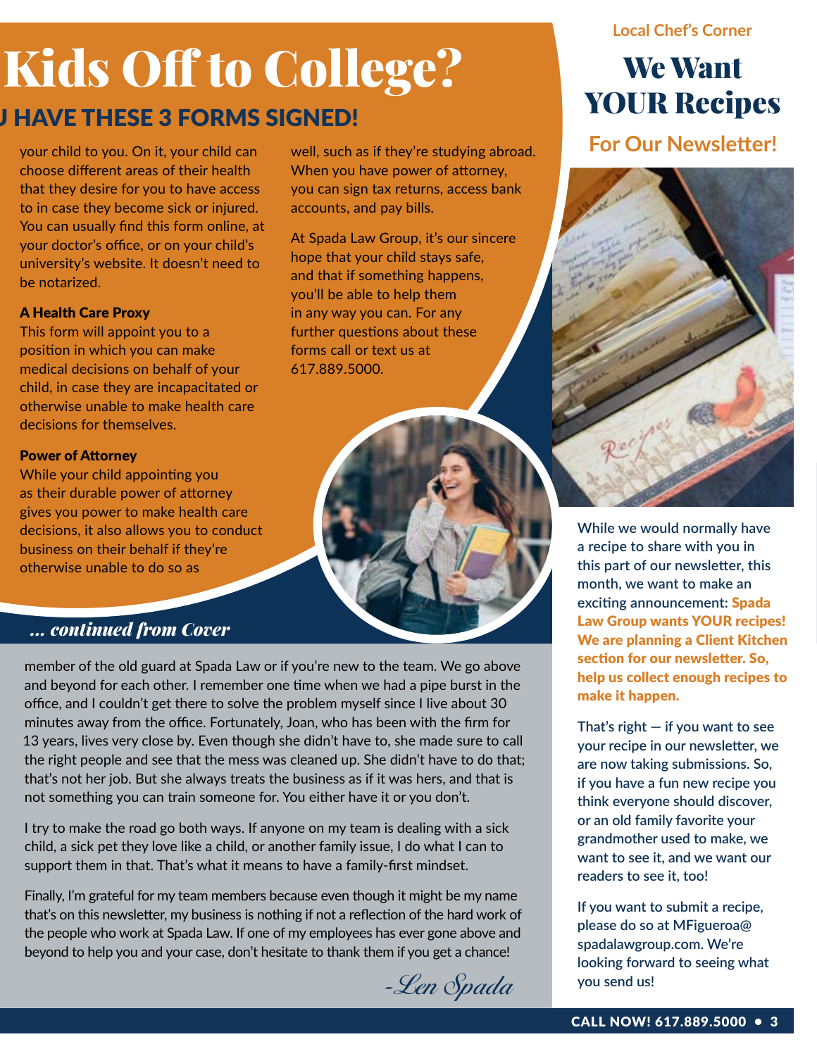# Kids Off to College?

## U HAVE THESE 3 FORMS SIGNED!

your child to you. On it, your child can choose different areas of their health that they desire for you to have access to in case they become sick or injured. You can usually find this form online, at your doctor's office, or on your child's university's website. It doesn't need to be notarized.

**A Health Care Proxy**

This form will appoint you to a position in which you can make medical decisions on behalf of your child, in case they are incapacitated or otherwise unable to make health care decisions for themselves.

**Power of Attorney**

While your child appointing you as their durable power of attorney gives you power to make health care decisions, it also allows you to conduct business on their behalf if they're otherwise unable to do so as well, such as if they're studying abroad. When you have power of attorney, you can sign tax returns, access bank accounts, and pay bills.

At Spada Law Group, it's our sincere hope that your child stays safe, and that if something happens, you'll be able to help them in any way you can. For any further questions about these forms call or text us at 617.889.5000.

### *... continued from Cover*

member of the old guard at Spada Law or if you're new to the team. We go above and beyond for each other. I remember one time when we had a pipe burst in the office, and I couldn't get there to solve the problem myself since I live about 30 minutes away from the office. Fortunately, Joan, who has been with the firm for 13 years, lives very close by. Even though she didn't have to, she made sure to call the right people and see that the mess was cleaned up. She didn't have to do that; that's not her job. But she always treats the business as if it was hers, and that is not something you can train someone for. You either have it or you don't.

I try to make the road go both ways. If anyone on my team is dealing with a sick child, a sick pet they love like a child, or another family issue, I do what I can to support them in that. That's what it means to have a family-first mindset.

Finally, I'm grateful for my team members because even though it might be my name that's on this newsletter, my business is nothing if not a reflection of the hard work of the people who work at Spada Law. If one of my employees has ever gone above and beyond to help you and your case, don't hesitate to thank them if you get a chance!

*-Len Spada*

---

**Local Chef's Corner**

# We Want YOUR Recipes

## For Our Newsletter!

While we would normally have a recipe to share with you in this part of our newsletter, this month, we want to make an exciting announcement: **Spada Law Group wants YOUR recipes! We are planning a Client Kitchen section for our newsletter. So, help us collect enough recipes to make it happen.**

That's right — if you want to see your recipe in our newsletter, we are now taking submissions. So, if you have a fun new recipe you think everyone should discover, or an old family favorite your grandmother used to make, we want to see it, and we want our readers to see it, too!

If you want to submit a recipe, please do so at MFigueroa@spadalawgroup.com. We're looking forward to seeing what you send us!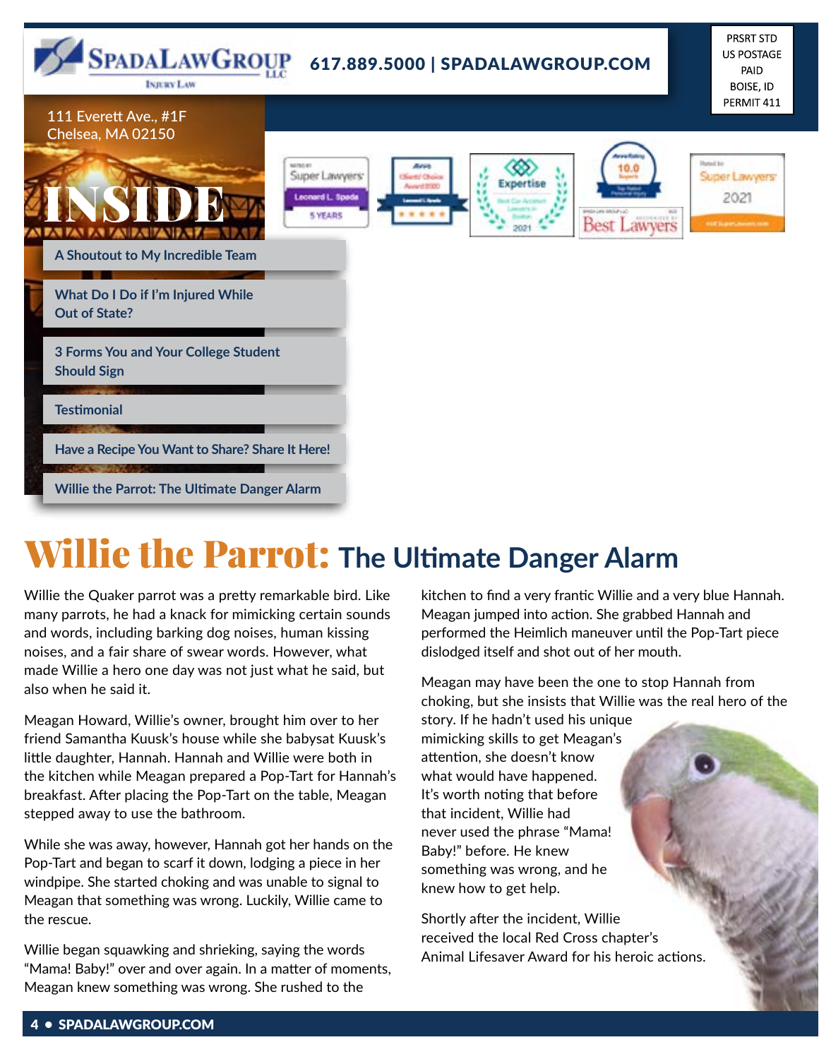Spada Law Group LLC
Injury Law

617.889.5000 | SPADALAWGROUP.COM

111 Everett Ave., #1F
Chelsea, MA 02150

PRSRT STD
US POSTAGE
PAID
BOISE, ID
PERMIT 411

## INSIDE

- A Shoutout to My Incredible Team
- What Do I Do if I'm Injured While Out of State?
- 3 Forms You and Your College Student Should Sign
- Testimonial
- Have a Recipe You Want to Share? Share It Here!
- Willie the Parrot: The Ultimate Danger Alarm

# Willie the Parrot: The Ultimate Danger Alarm

Willie the Quaker parrot was a pretty remarkable bird. Like many parrots, he had a knack for mimicking certain sounds and words, including barking dog noises, human kissing noises, and a fair share of swear words. However, what made Willie a hero one day was not just what he said, but also when he said it.

Meagan Howard, Willie's owner, brought him over to her friend Samantha Kuusk's house while she babysat Kuusk's little daughter, Hannah. Hannah and Willie were both in the kitchen while Meagan prepared a Pop-Tart for Hannah's breakfast. After placing the Pop-Tart on the table, Meagan stepped away to use the bathroom.

While she was away, however, Hannah got her hands on the Pop-Tart and began to scarf it down, lodging a piece in her windpipe. She started choking and was unable to signal to Meagan that something was wrong. Luckily, Willie came to the rescue.

Willie began squawking and shrieking, saying the words "Mama! Baby!" over and over again. In a matter of moments, Meagan knew something was wrong. She rushed to the kitchen to find a very frantic Willie and a very blue Hannah. Meagan jumped into action. She grabbed Hannah and performed the Heimlich maneuver until the Pop-Tart piece dislodged itself and shot out of her mouth.

Meagan may have been the one to stop Hannah from choking, but she insists that Willie was the real hero of the story. If he hadn't used his unique mimicking skills to get Meagan's attention, she doesn't know what would have happened. It's worth noting that before that incident, Willie had never used the phrase "Mama! Baby!" before. He knew something was wrong, and he knew how to get help.

Shortly after the incident, Willie received the local Red Cross chapter's Animal Lifesaver Award for his heroic actions.